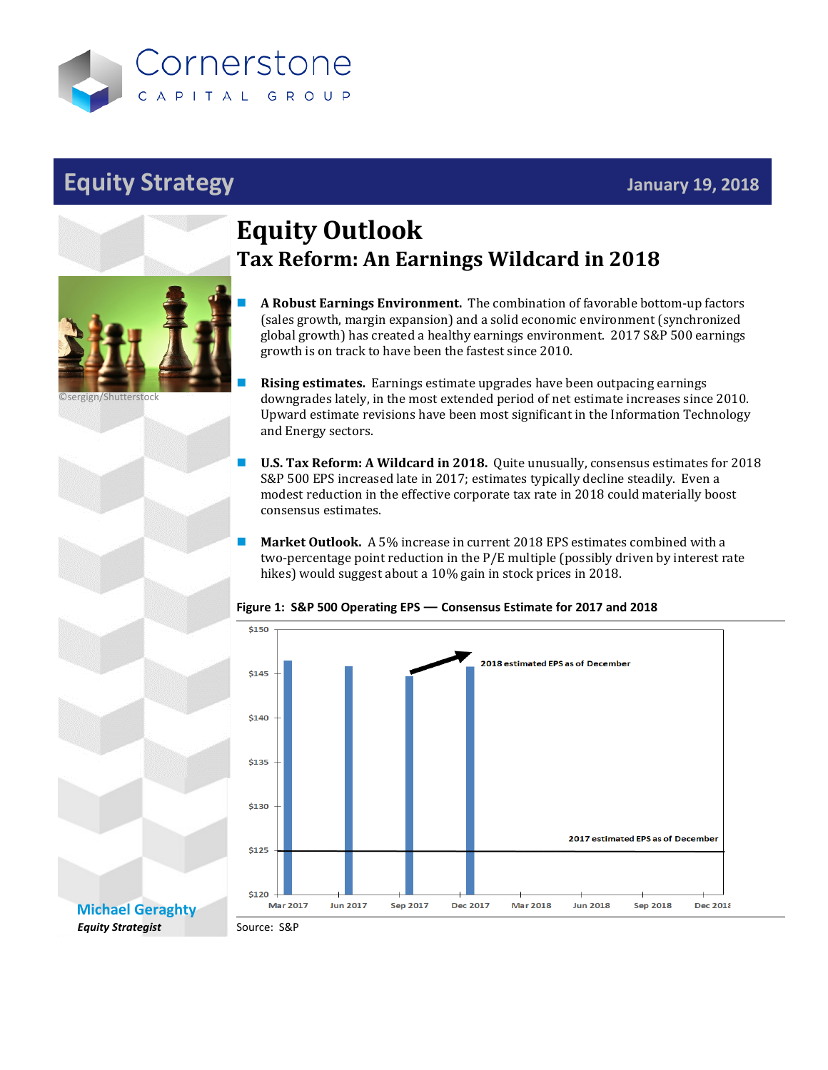Cornerstone

CAPITAL GROUP

**Equity Strategy** January 19, 2018

# Equity Outlook

## Tax Reform: An Earnings Wildcard in 2018

- **A Robust Earnings Environment.** The combination of favorable bottom-up factors (sales growth, margin expansion) and a solid economic environment (synchronized global growth) has created a healthy earnings environment. 2017 S&P 500 earnings growth is on track to have been the fastest since 2010.

- **Rising estimates.** Earnings estimate upgrades have been outpacing earnings downgrades lately, in the most extended period of net estimate increases since 2010. Upward estimate revisions have been most significant in the Information Technology and Energy sectors.

- **U.S. Tax Reform: A Wildcard in 2018.** Quite unusually, consensus estimates for 2018 S&P 500 EPS increased late in 2017; estimates typically decline steadily. Even a modest reduction in the effective corporate tax rate in 2018 could materially boost consensus estimates.

- **Market Outlook.** A 5% increase in current 2018 EPS estimates combined with a two-percentage point reduction in the P/E multiple (possibly driven by interest rate hikes) would suggest about a 10% gain in stock prices in 2018.

**Figure 1: S&P 500 Operating EPS — Consensus Estimate for 2017 and 2018**

Source: S&P

©sergign/Shutterstock

**Michael Geraghty**

***Equity Strategist***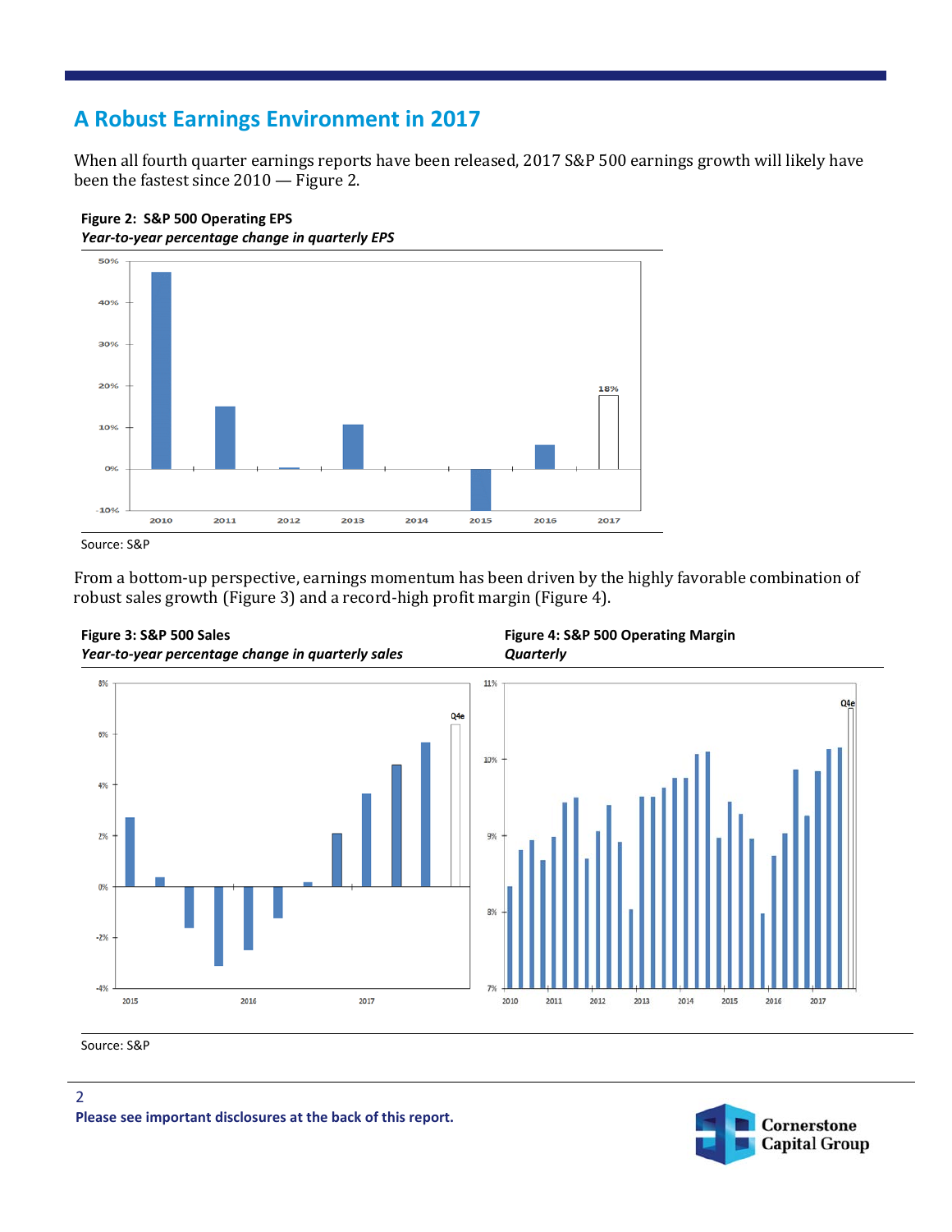## A Robust Earnings Environment in 2017

When all fourth quarter earnings reports have been released, 2017 S&P 500 earnings growth will likely have been the fastest since 2010 — Figure 2.

**Figure 2: S&P 500 Operating EPS**
***Year-to-year percentage change in quarterly EPS***

Source: S&P

From a bottom-up perspective, earnings momentum has been driven by the highly favorable combination of robust sales growth (Figure 3) and a record-high profit margin (Figure 4).

**Figure 3: S&P 500 Sales**
***Year-to-year percentage change in quarterly sales***

**Figure 4: S&P 500 Operating Margin**
***Quarterly***

Source: S&P

**Please see important disclosures at the back of this report.**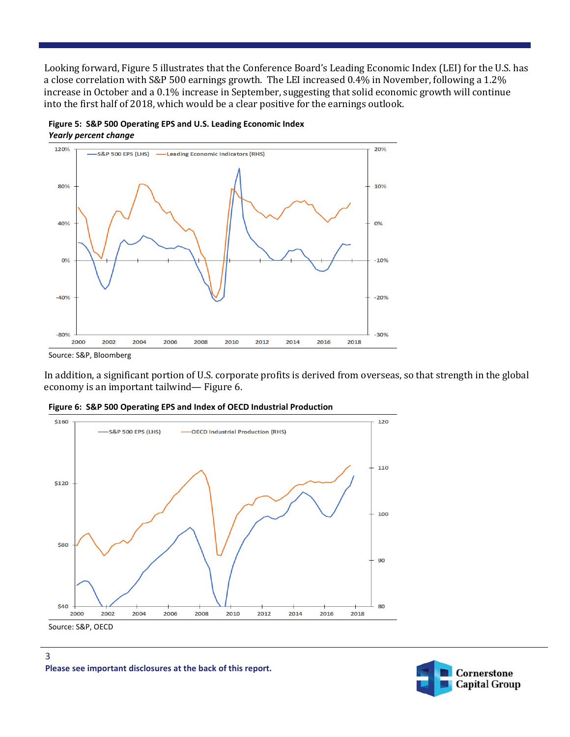Looking forward, Figure 5 illustrates that the Conference Board's Leading Economic Index (LEI) for the U.S. has a close correlation with S&P 500 earnings growth. The LEI increased 0.4% in November, following a 1.2% increase in October and a 0.1% increase in September, suggesting that solid economic growth will continue into the first half of 2018, which would be a clear positive for the earnings outlook.

**Figure 5: S&P 500 Operating EPS and U.S. Leading Economic Index**
***Yearly percent change***

Source: S&P, Bloomberg

In addition, a significant portion of U.S. corporate profits is derived from overseas, so that strength in the global economy is an important tailwind— Figure 6.

**Figure 6: S&P 500 Operating EPS and Index of OECD Industrial Production**

Source: S&P, OECD

**Please see important disclosures at the back of this report.**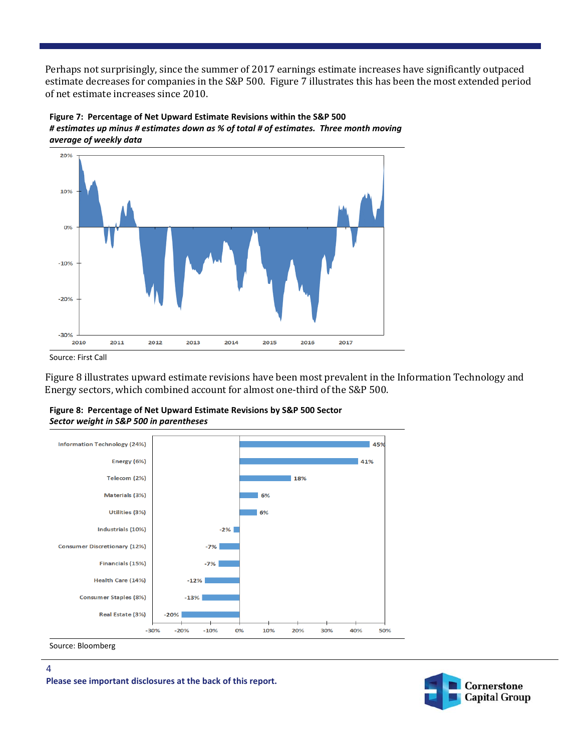Perhaps not surprisingly, since the summer of 2017 earnings estimate increases have significantly outpaced estimate decreases for companies in the S&P 500. Figure 7 illustrates this has been the most extended period of net estimate increases since 2010.

**Figure 7: Percentage of Net Upward Estimate Revisions within the S&P 500**
***# estimates up minus # estimates down as % of total # of estimates. Three month moving average of weekly data***

Source: First Call

Figure 8 illustrates upward estimate revisions have been most prevalent in the Information Technology and Energy sectors, which combined account for almost one-third of the S&P 500.

**Figure 8: Percentage of Net Upward Estimate Revisions by S&P 500 Sector**
***Sector weight in S&P 500 in parentheses***

| Sector | Net Upward Estimate Revisions |
|---|---|
| Information Technology (24%) | 45% |
| Energy (6%) | 41% |
| Telecom (2%) | 18% |
| Materials (3%) | 6% |
| Utilities (3%) | 6% |
| Industrials (10%) | -2% |
| Consumer Discretionary (12%) | -7% |
| Financials (15%) | -7% |
| Health Care (14%) | -12% |
| Consumer Staples (8%) | -13% |
| Real Estate (3%) | -20% |

Source: Bloomberg

**Please see important disclosures at the back of this report.**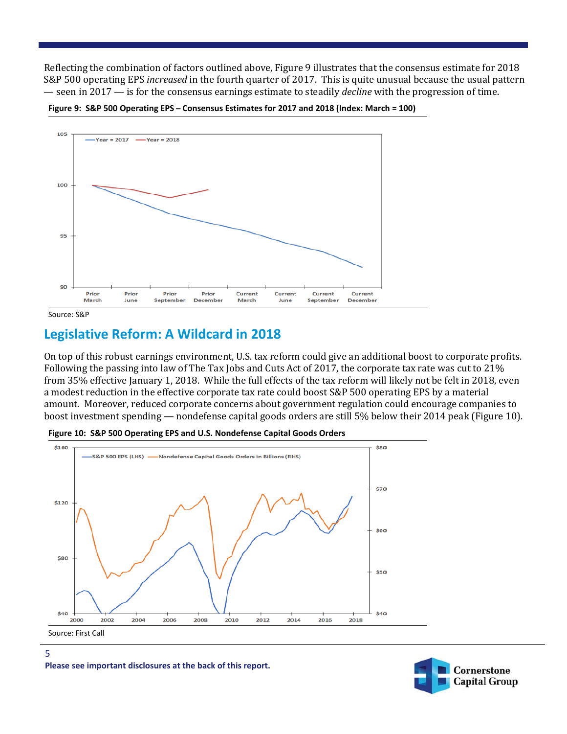Reflecting the combination of factors outlined above, Figure 9 illustrates that the consensus estimate for 2018 S&P 500 operating EPS *increased* in the fourth quarter of 2017. This is quite unusual because the usual pattern — seen in 2017 — is for the consensus earnings estimate to steadily *decline* with the progression of time.

**Figure 9: S&P 500 Operating EPS – Consensus Estimates for 2017 and 2018 (Index: March = 100)**

Source: S&P

## Legislative Reform: A Wildcard in 2018

On top of this robust earnings environment, U.S. tax reform could give an additional boost to corporate profits. Following the passing into law of The Tax Jobs and Cuts Act of 2017, the corporate tax rate was cut to 21% from 35% effective January 1, 2018. While the full effects of the tax reform will likely not be felt in 2018, even a modest reduction in the effective corporate tax rate could boost S&P 500 operating EPS by a material amount. Moreover, reduced corporate concerns about government regulation could encourage companies to boost investment spending — nondefense capital goods orders are still 5% below their 2014 peak (Figure 10).

**Figure 10: S&P 500 Operating EPS and U.S. Nondefense Capital Goods Orders**

Source: First Call

**Please see important disclosures at the back of this report.**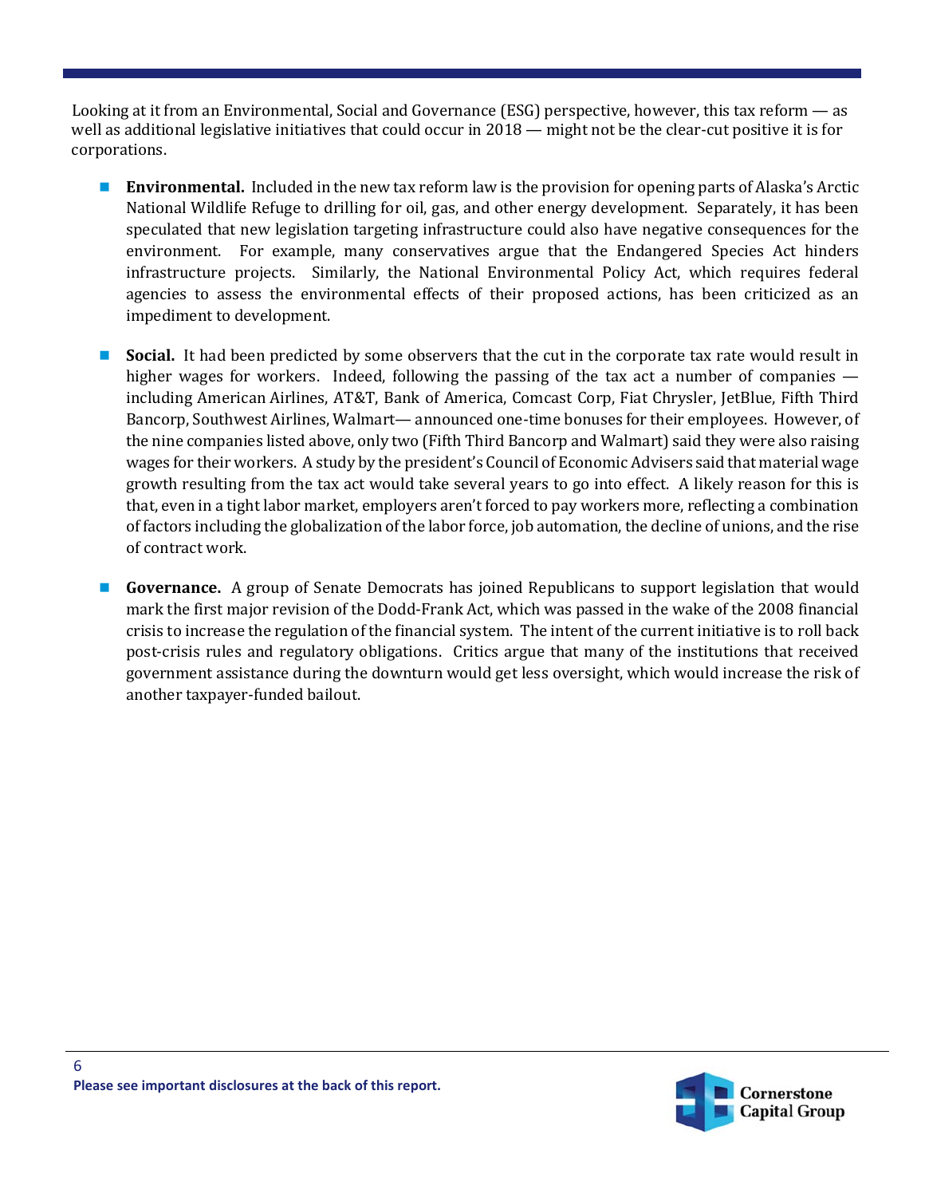Looking at it from an Environmental, Social and Governance (ESG) perspective, however, this tax reform — as well as additional legislative initiatives that could occur in 2018 — might not be the clear-cut positive it is for corporations.

- **Environmental.** Included in the new tax reform law is the provision for opening parts of Alaska's Arctic National Wildlife Refuge to drilling for oil, gas, and other energy development. Separately, it has been speculated that new legislation targeting infrastructure could also have negative consequences for the environment. For example, many conservatives argue that the Endangered Species Act hinders infrastructure projects. Similarly, the National Environmental Policy Act, which requires federal agencies to assess the environmental effects of their proposed actions, has been criticized as an impediment to development.

- **Social.** It had been predicted by some observers that the cut in the corporate tax rate would result in higher wages for workers. Indeed, following the passing of the tax act a number of companies — including American Airlines, AT&T, Bank of America, Comcast Corp, Fiat Chrysler, JetBlue, Fifth Third Bancorp, Southwest Airlines, Walmart— announced one-time bonuses for their employees. However, of the nine companies listed above, only two (Fifth Third Bancorp and Walmart) said they were also raising wages for their workers. A study by the president's Council of Economic Advisers said that material wage growth resulting from the tax act would take several years to go into effect. A likely reason for this is that, even in a tight labor market, employers aren't forced to pay workers more, reflecting a combination of factors including the globalization of the labor force, job automation, the decline of unions, and the rise of contract work.

- **Governance.** A group of Senate Democrats has joined Republicans to support legislation that would mark the first major revision of the Dodd-Frank Act, which was passed in the wake of the 2008 financial crisis to increase the regulation of the financial system. The intent of the current initiative is to roll back post-crisis rules and regulatory obligations. Critics argue that many of the institutions that received government assistance during the downturn would get less oversight, which would increase the risk of another taxpayer-funded bailout.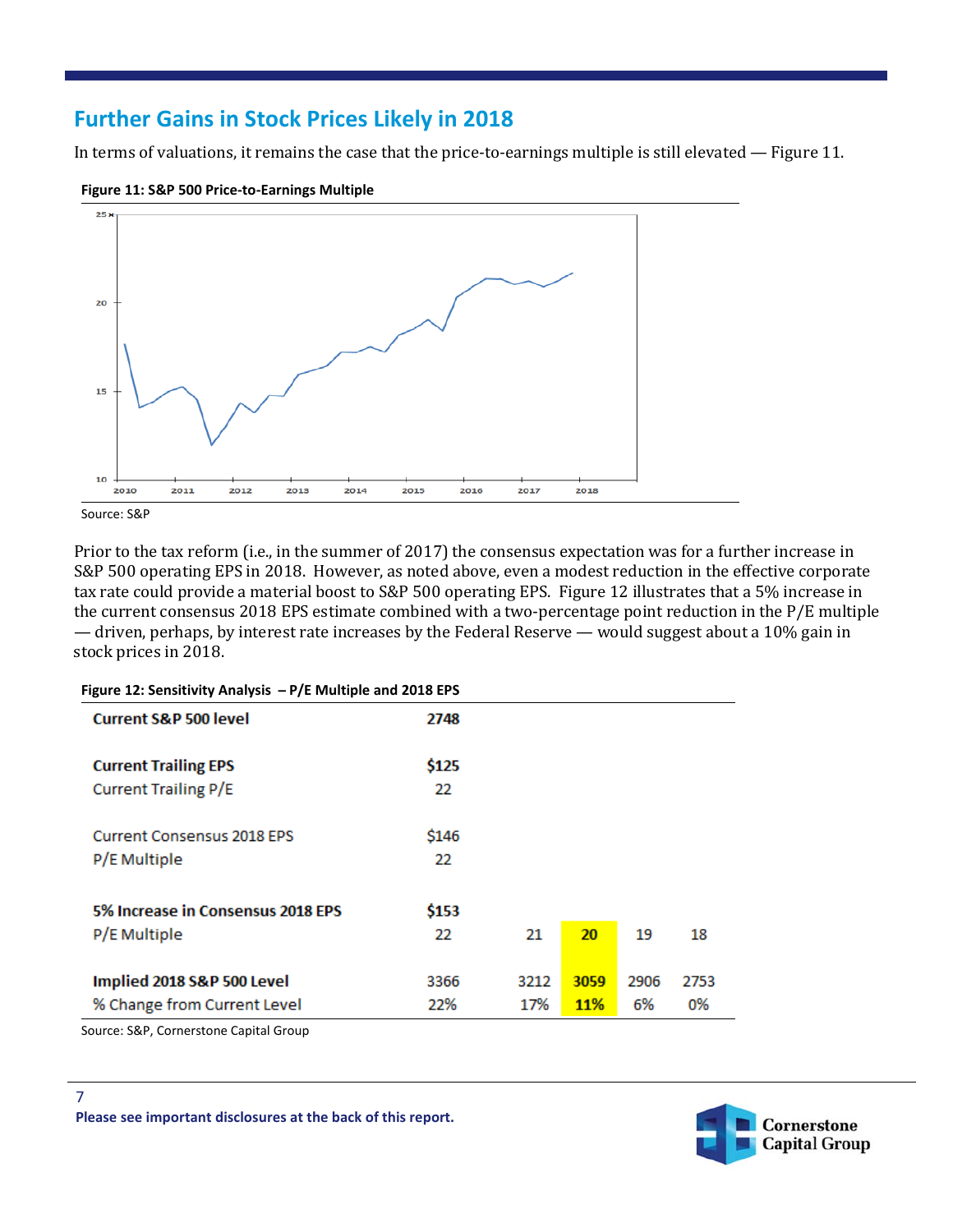## Further Gains in Stock Prices Likely in 2018

In terms of valuations, it remains the case that the price-to-earnings multiple is still elevated — Figure 11.

**Figure 11: S&P 500 Price-to-Earnings Multiple**

Source: S&P

Prior to the tax reform (i.e., in the summer of 2017) the consensus expectation was for a further increase in S&P 500 operating EPS in 2018. However, as noted above, even a modest reduction in the effective corporate tax rate could provide a material boost to S&P 500 operating EPS. Figure 12 illustrates that a 5% increase in the current consensus 2018 EPS estimate combined with a two-percentage point reduction in the P/E multiple — driven, perhaps, by interest rate increases by the Federal Reserve — would suggest about a 10% gain in stock prices in 2018.

**Figure 12: Sensitivity Analysis – P/E Multiple and 2018 EPS**

| | | | | | |
|---|---|---|---|---|---|
| **Current S&P 500 level** | **2748** | | | | |
| **Current Trailing EPS** | **$125** | | | | |
| Current Trailing P/E | 22 | | | | |
| Current Consensus 2018 EPS | $146 | | | | |
| P/E Multiple | 22 | | | | |
| **5% Increase in Consensus 2018 EPS** | **$153** | | | | |
| P/E Multiple | 22 | 21 | **20** | 19 | 18 |
| **Implied 2018 S&P 500 Level** | 3366 | 3212 | **3059** | 2906 | 2753 |
| % Change from Current Level | 22% | 17% | **11%** | 6% | 0% |

Source: S&P, Cornerstone Capital Group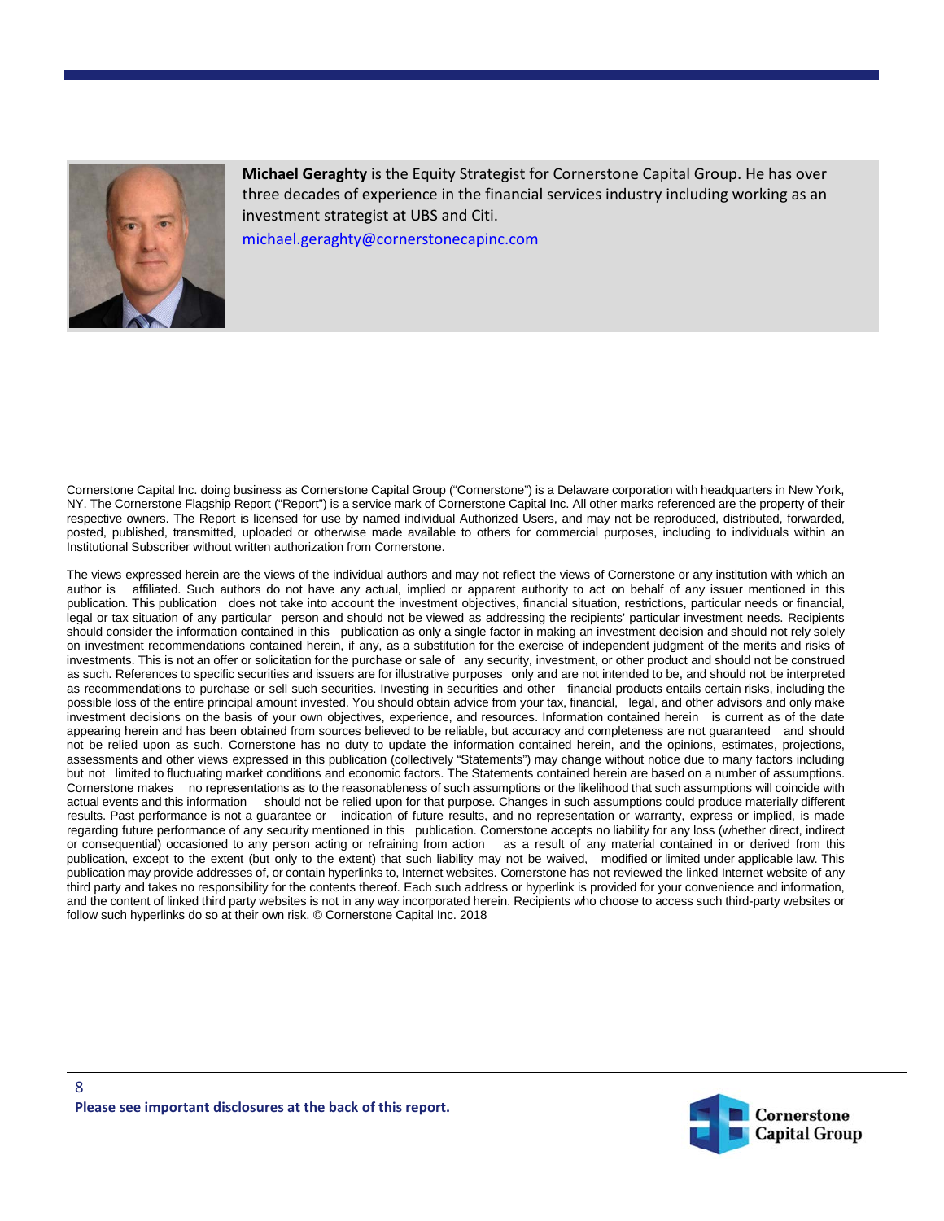**Michael Geraghty** is the Equity Strategist for Cornerstone Capital Group. He has over three decades of experience in the financial services industry including working as an investment strategist at UBS and Citi.

michael.geraghty@cornerstonecapinc.com

Cornerstone Capital Inc. doing business as Cornerstone Capital Group ("Cornerstone") is a Delaware corporation with headquarters in New York, NY. The Cornerstone Flagship Report ("Report") is a service mark of Cornerstone Capital Inc. All other marks referenced are the property of their respective owners. The Report is licensed for use by named individual Authorized Users, and may not be reproduced, distributed, forwarded, posted, published, transmitted, uploaded or otherwise made available to others for commercial purposes, including to individuals within an Institutional Subscriber without written authorization from Cornerstone.

The views expressed herein are the views of the individual authors and may not reflect the views of Cornerstone or any institution with which an author is affiliated. Such authors do not have any actual, implied or apparent authority to act on behalf of any issuer mentioned in this publication. This publication does not take into account the investment objectives, financial situation, restrictions, particular needs or financial, legal or tax situation of any particular person and should not be viewed as addressing the recipients' particular investment needs. Recipients should consider the information contained in this publication as only a single factor in making an investment decision and should not rely solely on investment recommendations contained herein, if any, as a substitution for the exercise of independent judgment of the merits and risks of investments. This is not an offer or solicitation for the purchase or sale of any security, investment, or other product and should not be construed as such. References to specific securities and issuers are for illustrative purposes only and are not intended to be, and should not be interpreted as recommendations to purchase or sell such securities. Investing in securities and other financial products entails certain risks, including the possible loss of the entire principal amount invested. You should obtain advice from your tax, financial, legal, and other advisors and only make investment decisions on the basis of your own objectives, experience, and resources. Information contained herein is current as of the date appearing herein and has been obtained from sources believed to be reliable, but accuracy and completeness are not guaranteed and should not be relied upon as such. Cornerstone has no duty to update the information contained herein, and the opinions, estimates, projections, assessments and other views expressed in this publication (collectively "Statements") may change without notice due to many factors including but not limited to fluctuating market conditions and economic factors. The Statements contained herein are based on a number of assumptions. Cornerstone makes no representations as to the reasonableness of such assumptions or the likelihood that such assumptions will coincide with actual events and this information should not be relied upon for that purpose. Changes in such assumptions could produce materially different results. Past performance is not a guarantee or indication of future results, and no representation or warranty, express or implied, is made regarding future performance of any security mentioned in this publication. Cornerstone accepts no liability for any loss (whether direct, indirect or consequential) occasioned to any person acting or refraining from action as a result of any material contained in or derived from this publication, except to the extent (but only to the extent) that such liability may not be waived, modified or limited under applicable law. This publication may provide addresses of, or contain hyperlinks to, Internet websites. Cornerstone has not reviewed the linked Internet website of any third party and takes no responsibility for the contents thereof. Each such address or hyperlink is provided for your convenience and information, and the content of linked third party websites is not in any way incorporated herein. Recipients who choose to access such third-party websites or follow such hyperlinks do so at their own risk. © Cornerstone Capital Inc. 2018